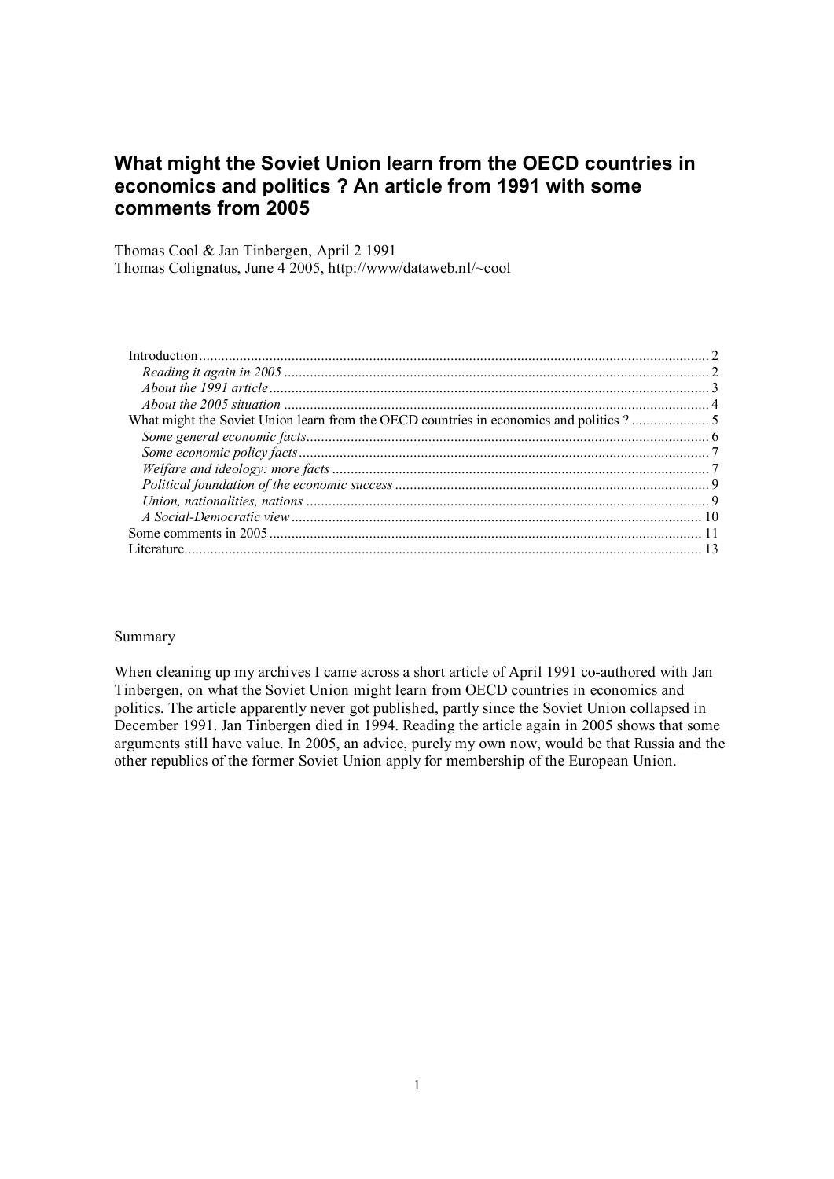# What might the Soviet Union learn from the OECD countries in economics and politics ? An article from 1991 with some comments from 2005

Thomas Cool & Jan Tinbergen, April 2 1991
Thomas Colignatus, June 4 2005, http://www/dataweb.nl/~cool

- Introduction ........ 2
  - *Reading it again in 2005* ........ 2
  - *About the 1991 article* ........ 3
  - *About the 2005 situation* ........ 4
- What might the Soviet Union learn from the OECD countries in economics and politics ? ........ 5
  - *Some general economic facts* ........ 6
  - *Some economic policy facts* ........ 7
  - *Welfare and ideology: more facts* ........ 7
  - *Political foundation of the economic success* ........ 9
  - *Union, nationalities, nations* ........ 9
  - *A Social-Democratic view* ........ 10
- Some comments in 2005 ........ 11
- Literature ........ 13

Summary

When cleaning up my archives I came across a short article of April 1991 co-authored with Jan Tinbergen, on what the Soviet Union might learn from OECD countries in economics and politics. The article apparently never got published, partly since the Soviet Union collapsed in December 1991. Jan Tinbergen died in 1994. Reading the article again in 2005 shows that some arguments still have value. In 2005, an advice, purely my own now, would be that Russia and the other republics of the former Soviet Union apply for membership of the European Union.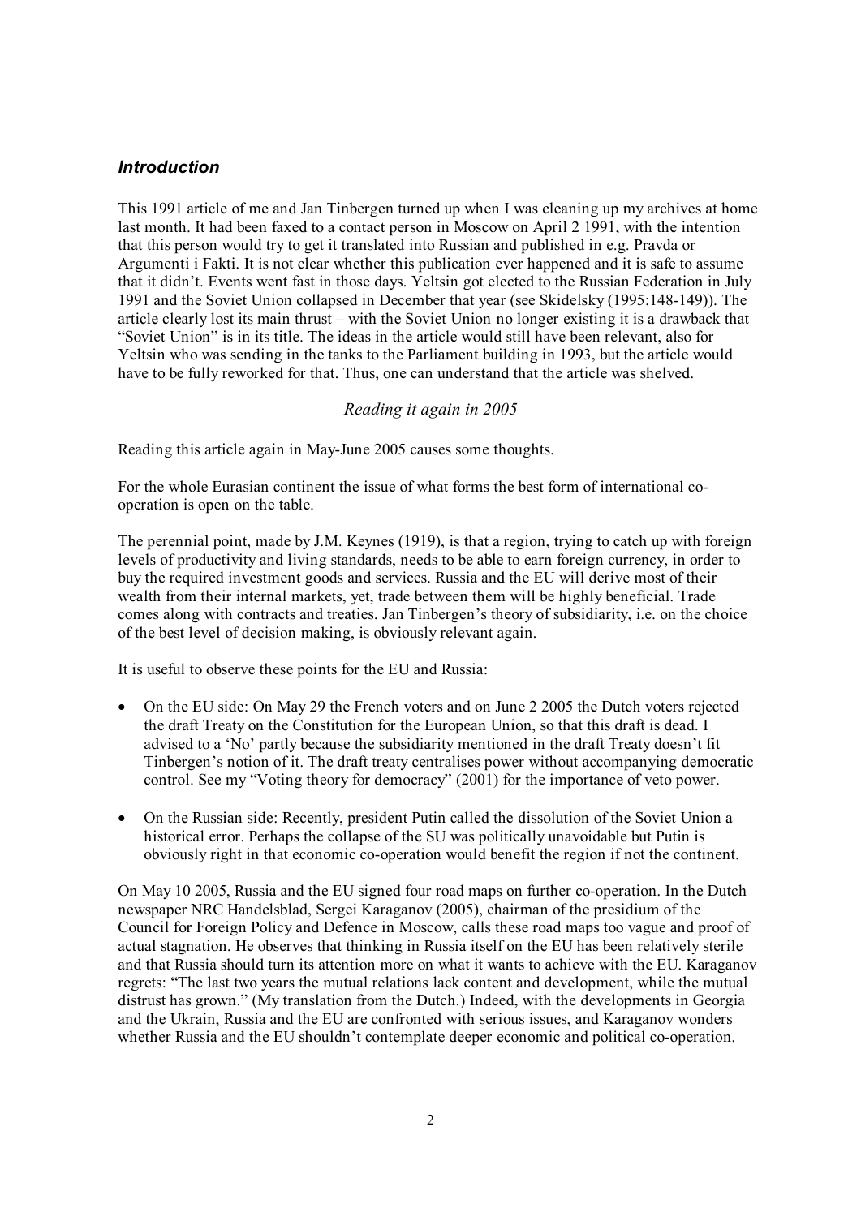## *Introduction*

This 1991 article of me and Jan Tinbergen turned up when I was cleaning up my archives at home last month. It had been faxed to a contact person in Moscow on April 2 1991, with the intention that this person would try to get it translated into Russian and published in e.g. Pravda or Argumenti i Fakti. It is not clear whether this publication ever happened and it is safe to assume that it didn't. Events went fast in those days. Yeltsin got elected to the Russian Federation in July 1991 and the Soviet Union collapsed in December that year (see Skidelsky (1995:148-149)). The article clearly lost its main thrust – with the Soviet Union no longer existing it is a drawback that "Soviet Union" is in its title. The ideas in the article would still have been relevant, also for Yeltsin who was sending in the tanks to the Parliament building in 1993, but the article would have to be fully reworked for that. Thus, one can understand that the article was shelved.

### *Reading it again in 2005*

Reading this article again in May-June 2005 causes some thoughts.

For the whole Eurasian continent the issue of what forms the best form of international co-operation is open on the table.

The perennial point, made by J.M. Keynes (1919), is that a region, trying to catch up with foreign levels of productivity and living standards, needs to be able to earn foreign currency, in order to buy the required investment goods and services. Russia and the EU will derive most of their wealth from their internal markets, yet, trade between them will be highly beneficial. Trade comes along with contracts and treaties. Jan Tinbergen's theory of subsidiarity, i.e. on the choice of the best level of decision making, is obviously relevant again.

It is useful to observe these points for the EU and Russia:

- On the EU side: On May 29 the French voters and on June 2 2005 the Dutch voters rejected the draft Treaty on the Constitution for the European Union, so that this draft is dead. I advised to a 'No' partly because the subsidiarity mentioned in the draft Treaty doesn't fit Tinbergen's notion of it. The draft treaty centralises power without accompanying democratic control. See my "Voting theory for democracy" (2001) for the importance of veto power.
- On the Russian side: Recently, president Putin called the dissolution of the Soviet Union a historical error. Perhaps the collapse of the SU was politically unavoidable but Putin is obviously right in that economic co-operation would benefit the region if not the continent.

On May 10 2005, Russia and the EU signed four road maps on further co-operation. In the Dutch newspaper NRC Handelsblad, Sergei Karaganov (2005), chairman of the presidium of the Council for Foreign Policy and Defence in Moscow, calls these road maps too vague and proof of actual stagnation. He observes that thinking in Russia itself on the EU has been relatively sterile and that Russia should turn its attention more on what it wants to achieve with the EU. Karaganov regrets: "The last two years the mutual relations lack content and development, while the mutual distrust has grown." (My translation from the Dutch.) Indeed, with the developments in Georgia and the Ukrain, Russia and the EU are confronted with serious issues, and Karaganov wonders whether Russia and the EU shouldn't contemplate deeper economic and political co-operation.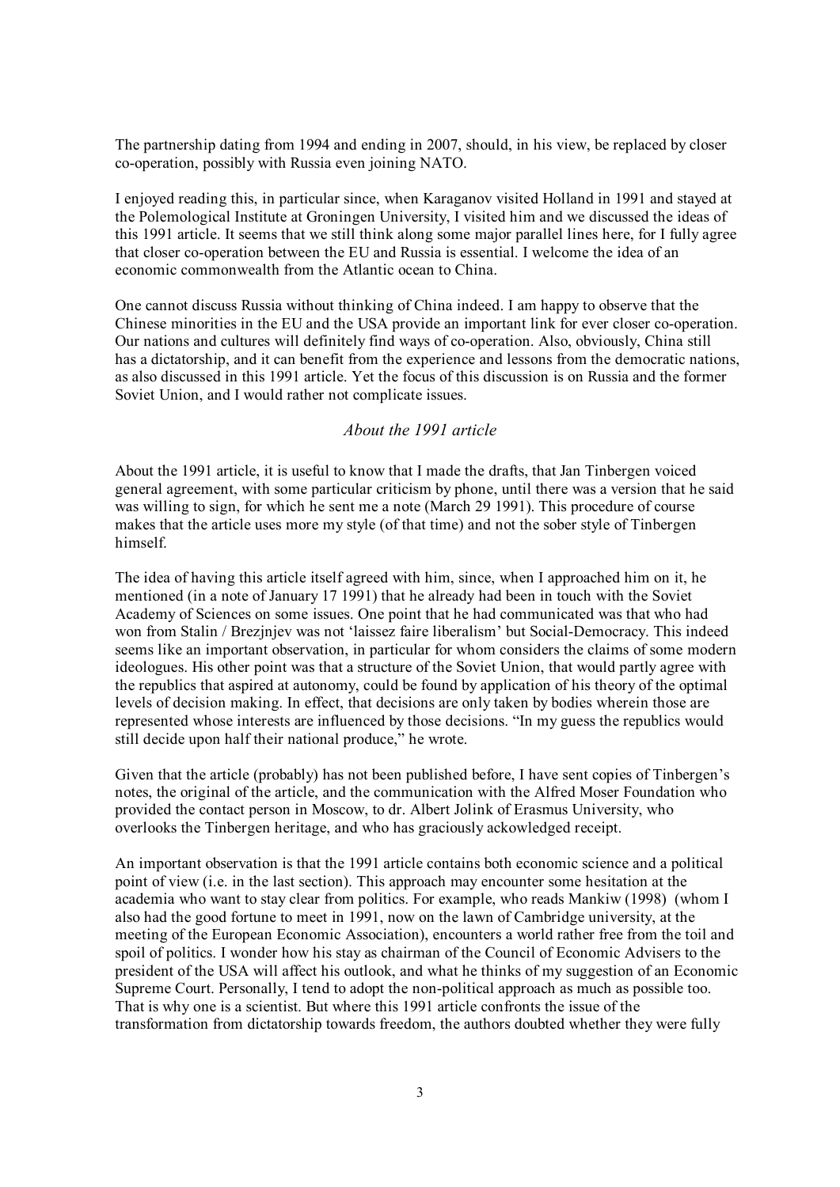The partnership dating from 1994 and ending in 2007, should, in his view, be replaced by closer co-operation, possibly with Russia even joining NATO.

I enjoyed reading this, in particular since, when Karaganov visited Holland in 1991 and stayed at the Polemological Institute at Groningen University, I visited him and we discussed the ideas of this 1991 article. It seems that we still think along some major parallel lines here, for I fully agree that closer co-operation between the EU and Russia is essential. I welcome the idea of an economic commonwealth from the Atlantic ocean to China.

One cannot discuss Russia without thinking of China indeed. I am happy to observe that the Chinese minorities in the EU and the USA provide an important link for ever closer co-operation. Our nations and cultures will definitely find ways of co-operation. Also, obviously, China still has a dictatorship, and it can benefit from the experience and lessons from the democratic nations, as also discussed in this 1991 article. Yet the focus of this discussion is on Russia and the former Soviet Union, and I would rather not complicate issues.

### *About the 1991 article*

About the 1991 article, it is useful to know that I made the drafts, that Jan Tinbergen voiced general agreement, with some particular criticism by phone, until there was a version that he said was willing to sign, for which he sent me a note (March 29 1991). This procedure of course makes that the article uses more my style (of that time) and not the sober style of Tinbergen himself.

The idea of having this article itself agreed with him, since, when I approached him on it, he mentioned (in a note of January 17 1991) that he already had been in touch with the Soviet Academy of Sciences on some issues. One point that he had communicated was that who had won from Stalin / Brezjnjev was not 'laissez faire liberalism' but Social-Democracy. This indeed seems like an important observation, in particular for whom considers the claims of some modern ideologues. His other point was that a structure of the Soviet Union, that would partly agree with the republics that aspired at autonomy, could be found by application of his theory of the optimal levels of decision making. In effect, that decisions are only taken by bodies wherein those are represented whose interests are influenced by those decisions. "In my guess the republics would still decide upon half their national produce," he wrote.

Given that the article (probably) has not been published before, I have sent copies of Tinbergen's notes, the original of the article, and the communication with the Alfred Moser Foundation who provided the contact person in Moscow, to dr. Albert Jolink of Erasmus University, who overlooks the Tinbergen heritage, and who has graciously ackowledged receipt.

An important observation is that the 1991 article contains both economic science and a political point of view (i.e. in the last section). This approach may encounter some hesitation at the academia who want to stay clear from politics. For example, who reads Mankiw (1998) (whom I also had the good fortune to meet in 1991, now on the lawn of Cambridge university, at the meeting of the European Economic Association), encounters a world rather free from the toil and spoil of politics. I wonder how his stay as chairman of the Council of Economic Advisers to the president of the USA will affect his outlook, and what he thinks of my suggestion of an Economic Supreme Court. Personally, I tend to adopt the non-political approach as much as possible too. That is why one is a scientist. But where this 1991 article confronts the issue of the transformation from dictatorship towards freedom, the authors doubted whether they were fully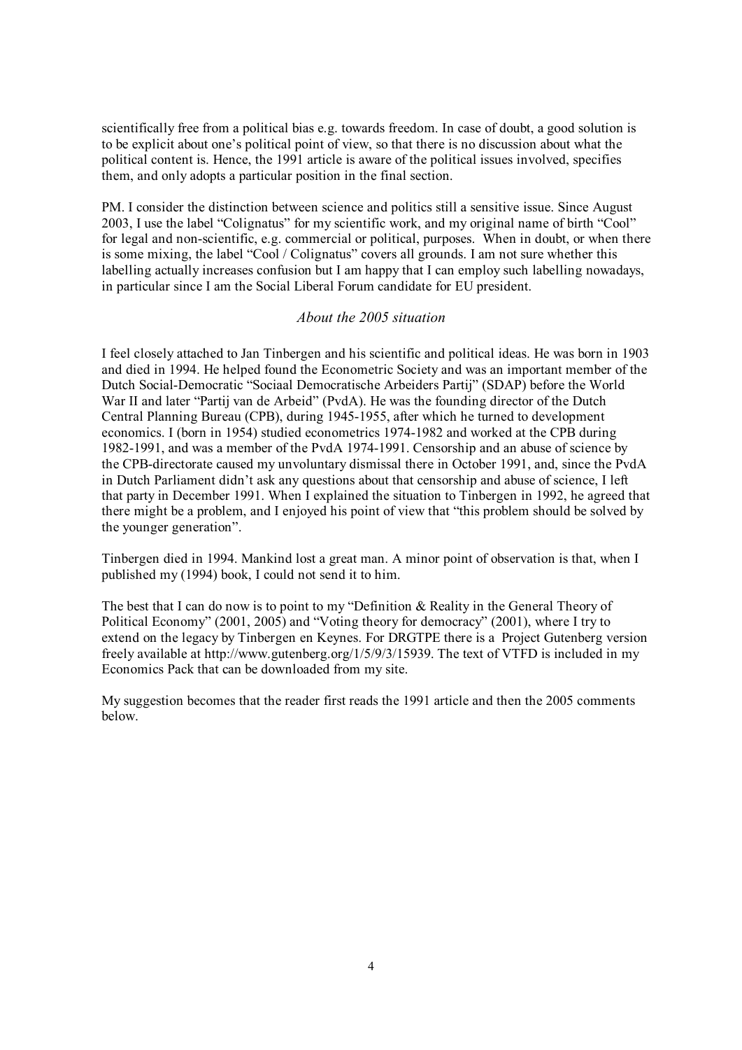scientifically free from a political bias e.g. towards freedom. In case of doubt, a good solution is to be explicit about one's political point of view, so that there is no discussion about what the political content is. Hence, the 1991 article is aware of the political issues involved, specifies them, and only adopts a particular position in the final section.

PM. I consider the distinction between science and politics still a sensitive issue. Since August 2003, I use the label "Colignatus" for my scientific work, and my original name of birth "Cool" for legal and non-scientific, e.g. commercial or political, purposes. When in doubt, or when there is some mixing, the label "Cool / Colignatus" covers all grounds. I am not sure whether this labelling actually increases confusion but I am happy that I can employ such labelling nowadays, in particular since I am the Social Liberal Forum candidate for EU president.

### *About the 2005 situation*

I feel closely attached to Jan Tinbergen and his scientific and political ideas. He was born in 1903 and died in 1994. He helped found the Econometric Society and was an important member of the Dutch Social-Democratic "Sociaal Democratische Arbeiders Partij" (SDAP) before the World War II and later "Partij van de Arbeid" (PvdA). He was the founding director of the Dutch Central Planning Bureau (CPB), during 1945-1955, after which he turned to development economics. I (born in 1954) studied econometrics 1974-1982 and worked at the CPB during 1982-1991, and was a member of the PvdA 1974-1991. Censorship and an abuse of science by the CPB-directorate caused my unvoluntary dismissal there in October 1991, and, since the PvdA in Dutch Parliament didn't ask any questions about that censorship and abuse of science, I left that party in December 1991. When I explained the situation to Tinbergen in 1992, he agreed that there might be a problem, and I enjoyed his point of view that "this problem should be solved by the younger generation".

Tinbergen died in 1994. Mankind lost a great man. A minor point of observation is that, when I published my (1994) book, I could not send it to him.

The best that I can do now is to point to my "Definition & Reality in the General Theory of Political Economy" (2001, 2005) and "Voting theory for democracy" (2001), where I try to extend on the legacy by Tinbergen en Keynes. For DRGTPE there is a Project Gutenberg version freely available at http://www.gutenberg.org/1/5/9/3/15939. The text of VTFD is included in my Economics Pack that can be downloaded from my site.

My suggestion becomes that the reader first reads the 1991 article and then the 2005 comments below.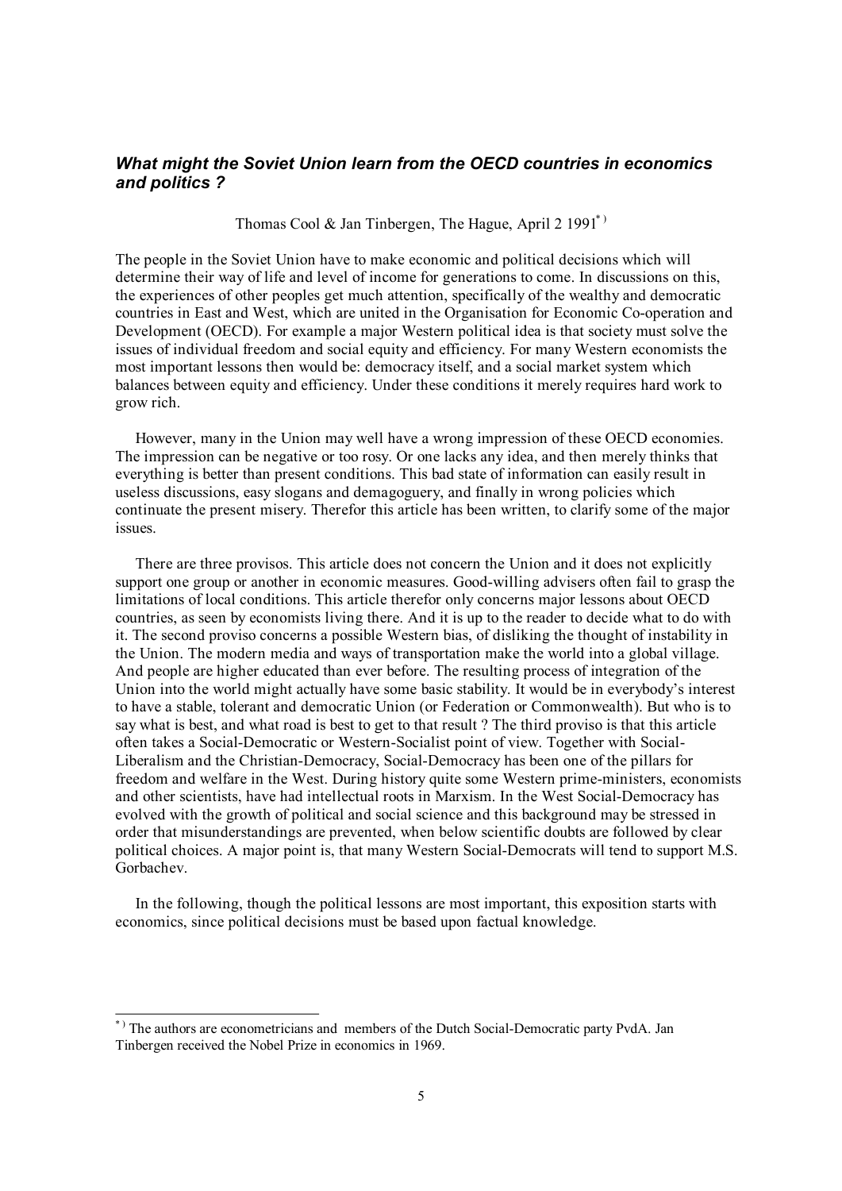### *What might the Soviet Union learn from the OECD countries in economics and politics ?*

Thomas Cool & Jan Tinbergen, The Hague, April 2 1991[*)]

The people in the Soviet Union have to make economic and political decisions which will determine their way of life and level of income for generations to come. In discussions on this, the experiences of other peoples get much attention, specifically of the wealthy and democratic countries in East and West, which are united in the Organisation for Economic Co-operation and Development (OECD). For example a major Western political idea is that society must solve the issues of individual freedom and social equity and efficiency. For many Western economists the most important lessons then would be: democracy itself, and a social market system which balances between equity and efficiency. Under these conditions it merely requires hard work to grow rich.

However, many in the Union may well have a wrong impression of these OECD economies. The impression can be negative or too rosy. Or one lacks any idea, and then merely thinks that everything is better than present conditions. This bad state of information can easily result in useless discussions, easy slogans and demagoguery, and finally in wrong policies which continuate the present misery. Therefor this article has been written, to clarify some of the major issues.

There are three provisos. This article does not concern the Union and it does not explicitly support one group or another in economic measures. Good-willing advisers often fail to grasp the limitations of local conditions. This article therefor only concerns major lessons about OECD countries, as seen by economists living there. And it is up to the reader to decide what to do with it. The second proviso concerns a possible Western bias, of disliking the thought of instability in the Union. The modern media and ways of transportation make the world into a global village. And people are higher educated than ever before. The resulting process of integration of the Union into the world might actually have some basic stability. It would be in everybody's interest to have a stable, tolerant and democratic Union (or Federation or Commonwealth). But who is to say what is best, and what road is best to get to that result ? The third proviso is that this article often takes a Social-Democratic or Western-Socialist point of view. Together with Social-Liberalism and the Christian-Democracy, Social-Democracy has been one of the pillars for freedom and welfare in the West. During history quite some Western prime-ministers, economists and other scientists, have had intellectual roots in Marxism. In the West Social-Democracy has evolved with the growth of political and social science and this background may be stressed in order that misunderstandings are prevented, when below scientific doubts are followed by clear political choices. A major point is, that many Western Social-Democrats will tend to support M.S. Gorbachev.

In the following, though the political lessons are most important, this exposition starts with economics, since political decisions must be based upon factual knowledge.

---

[*)] The authors are econometricians and members of the Dutch Social-Democratic party PvdA. Jan Tinbergen received the Nobel Prize in economics in 1969.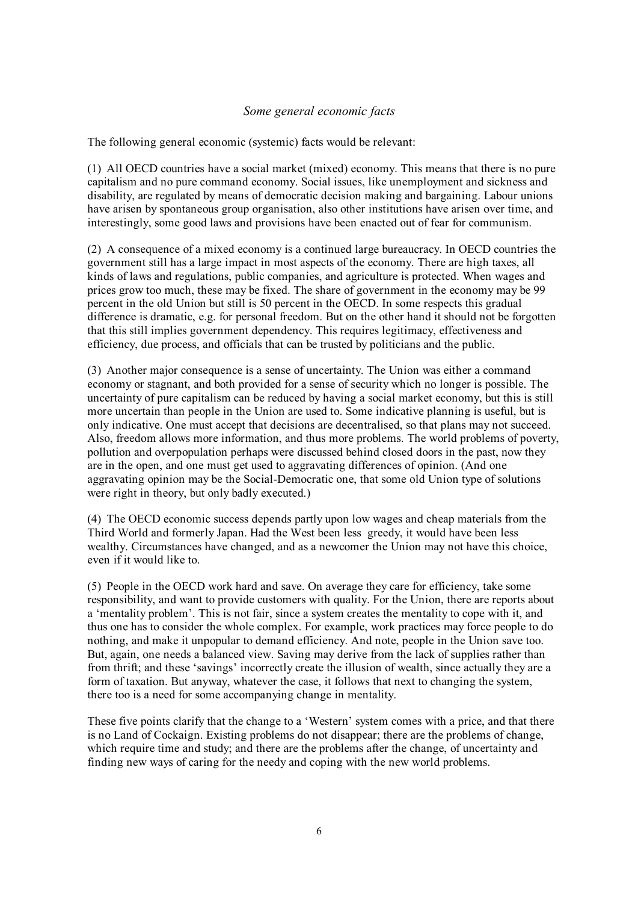*Some general economic facts*

The following general economic (systemic) facts would be relevant:

(1) All OECD countries have a social market (mixed) economy. This means that there is no pure capitalism and no pure command economy. Social issues, like unemployment and sickness and disability, are regulated by means of democratic decision making and bargaining. Labour unions have arisen by spontaneous group organisation, also other institutions have arisen over time, and interestingly, some good laws and provisions have been enacted out of fear for communism.

(2) A consequence of a mixed economy is a continued large bureaucracy. In OECD countries the government still has a large impact in most aspects of the economy. There are high taxes, all kinds of laws and regulations, public companies, and agriculture is protected. When wages and prices grow too much, these may be fixed. The share of government in the economy may be 99 percent in the old Union but still is 50 percent in the OECD. In some respects this gradual difference is dramatic, e.g. for personal freedom. But on the other hand it should not be forgotten that this still implies government dependency. This requires legitimacy, effectiveness and efficiency, due process, and officials that can be trusted by politicians and the public.

(3) Another major consequence is a sense of uncertainty. The Union was either a command economy or stagnant, and both provided for a sense of security which no longer is possible. The uncertainty of pure capitalism can be reduced by having a social market economy, but this is still more uncertain than people in the Union are used to. Some indicative planning is useful, but is only indicative. One must accept that decisions are decentralised, so that plans may not succeed. Also, freedom allows more information, and thus more problems. The world problems of poverty, pollution and overpopulation perhaps were discussed behind closed doors in the past, now they are in the open, and one must get used to aggravating differences of opinion. (And one aggravating opinion may be the Social-Democratic one, that some old Union type of solutions were right in theory, but only badly executed.)

(4) The OECD economic success depends partly upon low wages and cheap materials from the Third World and formerly Japan. Had the West been less greedy, it would have been less wealthy. Circumstances have changed, and as a newcomer the Union may not have this choice, even if it would like to.

(5) People in the OECD work hard and save. On average they care for efficiency, take some responsibility, and want to provide customers with quality. For the Union, there are reports about a 'mentality problem'. This is not fair, since a system creates the mentality to cope with it, and thus one has to consider the whole complex. For example, work practices may force people to do nothing, and make it unpopular to demand efficiency. And note, people in the Union save too. But, again, one needs a balanced view. Saving may derive from the lack of supplies rather than from thrift; and these 'savings' incorrectly create the illusion of wealth, since actually they are a form of taxation. But anyway, whatever the case, it follows that next to changing the system, there too is a need for some accompanying change in mentality.

These five points clarify that the change to a 'Western' system comes with a price, and that there is no Land of Cockaign. Existing problems do not disappear; there are the problems of change, which require time and study; and there are the problems after the change, of uncertainty and finding new ways of caring for the needy and coping with the new world problems.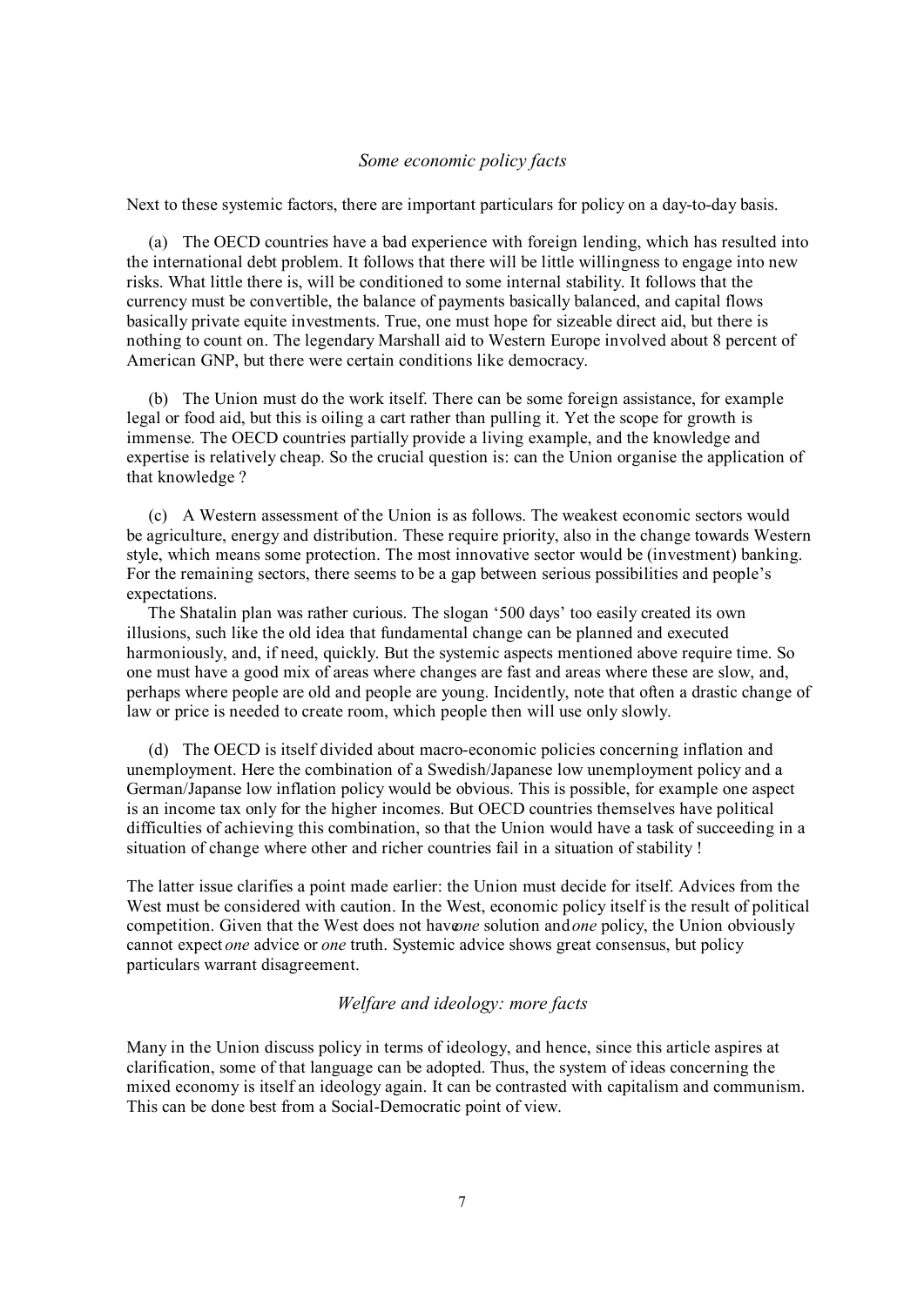## *Some economic policy facts*

Next to these systemic factors, there are important particulars for policy on a day-to-day basis.

(a) The OECD countries have a bad experience with foreign lending, which has resulted into the international debt problem. It follows that there will be little willingness to engage into new risks. What little there is, will be conditioned to some internal stability. It follows that the currency must be convertible, the balance of payments basically balanced, and capital flows basically private equite investments. True, one must hope for sizeable direct aid, but there is nothing to count on. The legendary Marshall aid to Western Europe involved about 8 percent of American GNP, but there were certain conditions like democracy.

(b) The Union must do the work itself. There can be some foreign assistance, for example legal or food aid, but this is oiling a cart rather than pulling it. Yet the scope for growth is immense. The OECD countries partially provide a living example, and the knowledge and expertise is relatively cheap. So the crucial question is: can the Union organise the application of that knowledge ?

(c) A Western assessment of the Union is as follows. The weakest economic sectors would be agriculture, energy and distribution. These require priority, also in the change towards Western style, which means some protection. The most innovative sector would be (investment) banking. For the remaining sectors, there seems to be a gap between serious possibilities and people's expectations.

The Shatalin plan was rather curious. The slogan '500 days' too easily created its own illusions, such like the old idea that fundamental change can be planned and executed harmoniously, and, if need, quickly. But the systemic aspects mentioned above require time. So one must have a good mix of areas where changes are fast and areas where these are slow, and, perhaps where people are old and people are young. Incidently, note that often a drastic change of law or price is needed to create room, which people then will use only slowly.

(d) The OECD is itself divided about macro-economic policies concerning inflation and unemployment. Here the combination of a Swedish/Japanese low unemployment policy and a German/Japanse low inflation policy would be obvious. This is possible, for example one aspect is an income tax only for the higher incomes. But OECD countries themselves have political difficulties of achieving this combination, so that the Union would have a task of succeeding in a situation of change where other and richer countries fail in a situation of stability !

The latter issue clarifies a point made earlier: the Union must decide for itself. Advices from the West must be considered with caution. In the West, economic policy itself is the result of political competition. Given that the West does not have *one* solution and *one* policy, the Union obviously cannot expect *one* advice or *one* truth. Systemic advice shows great consensus, but policy particulars warrant disagreement.

## *Welfare and ideology: more facts*

Many in the Union discuss policy in terms of ideology, and hence, since this article aspires at clarification, some of that language can be adopted. Thus, the system of ideas concerning the mixed economy is itself an ideology again. It can be contrasted with capitalism and communism. This can be done best from a Social-Democratic point of view.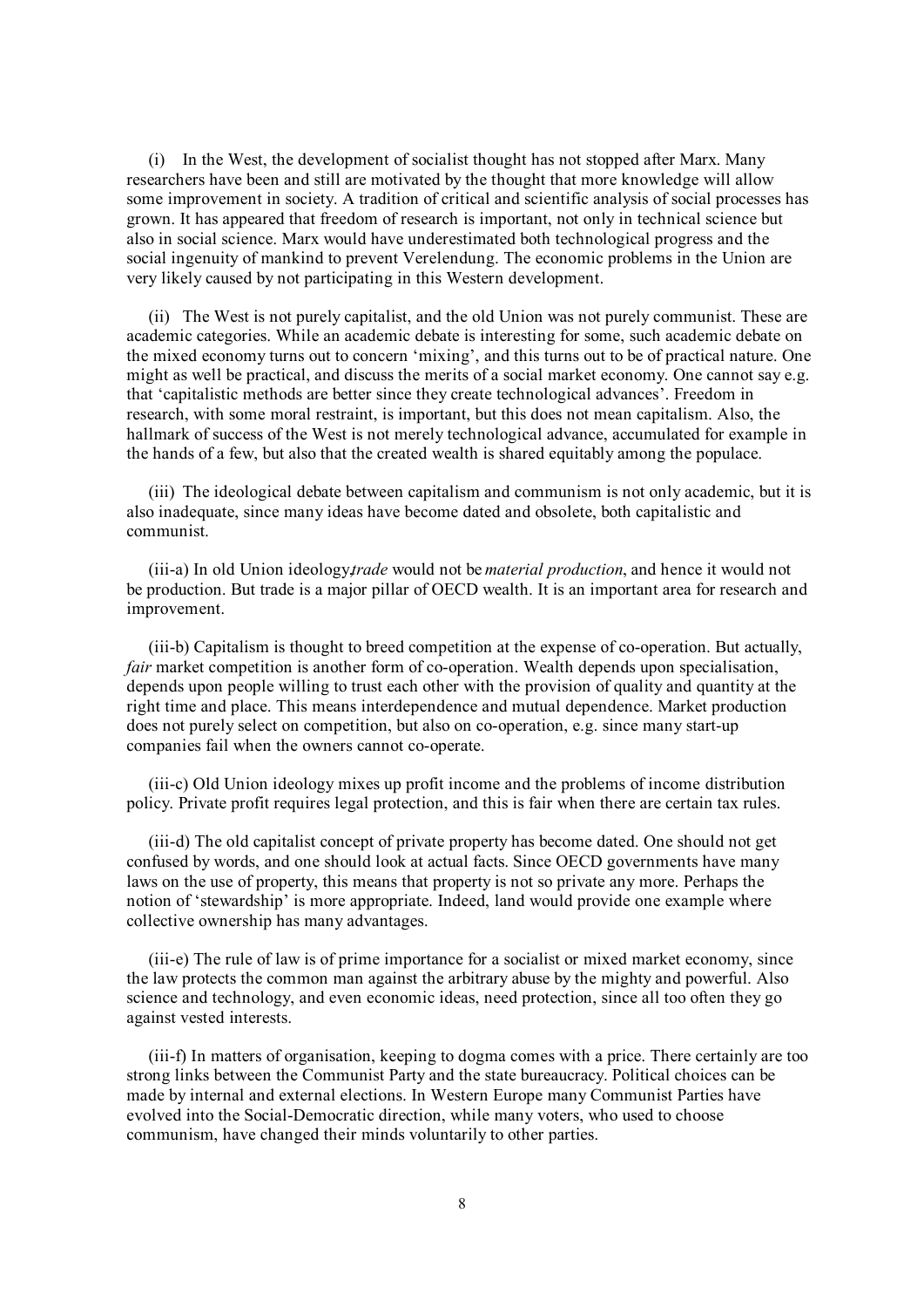(i) In the West, the development of socialist thought has not stopped after Marx. Many researchers have been and still are motivated by the thought that more knowledge will allow some improvement in society. A tradition of critical and scientific analysis of social processes has grown. It has appeared that freedom of research is important, not only in technical science but also in social science. Marx would have underestimated both technological progress and the social ingenuity of mankind to prevent Verelendung. The economic problems in the Union are very likely caused by not participating in this Western development.

(ii) The West is not purely capitalist, and the old Union was not purely communist. These are academic categories. While an academic debate is interesting for some, such academic debate on the mixed economy turns out to concern 'mixing', and this turns out to be of practical nature. One might as well be practical, and discuss the merits of a social market economy. One cannot say e.g. that 'capitalistic methods are better since they create technological advances'. Freedom in research, with some moral restraint, is important, but this does not mean capitalism. Also, the hallmark of success of the West is not merely technological advance, accumulated for example in the hands of a few, but also that the created wealth is shared equitably among the populace.

(iii) The ideological debate between capitalism and communism is not only academic, but it is also inadequate, since many ideas have become dated and obsolete, both capitalistic and communist.

(iii-a) In old Union ideology, *trade* would not be *material production*, and hence it would not be production. But trade is a major pillar of OECD wealth. It is an important area for research and improvement.

(iii-b) Capitalism is thought to breed competition at the expense of co-operation. But actually, *fair* market competition is another form of co-operation. Wealth depends upon specialisation, depends upon people willing to trust each other with the provision of quality and quantity at the right time and place. This means interdependence and mutual dependence. Market production does not purely select on competition, but also on co-operation, e.g. since many start-up companies fail when the owners cannot co-operate.

(iii-c) Old Union ideology mixes up profit income and the problems of income distribution policy. Private profit requires legal protection, and this is fair when there are certain tax rules.

(iii-d) The old capitalist concept of private property has become dated. One should not get confused by words, and one should look at actual facts. Since OECD governments have many laws on the use of property, this means that property is not so private any more. Perhaps the notion of 'stewardship' is more appropriate. Indeed, land would provide one example where collective ownership has many advantages.

(iii-e) The rule of law is of prime importance for a socialist or mixed market economy, since the law protects the common man against the arbitrary abuse by the mighty and powerful. Also science and technology, and even economic ideas, need protection, since all too often they go against vested interests.

(iii-f) In matters of organisation, keeping to dogma comes with a price. There certainly are too strong links between the Communist Party and the state bureaucracy. Political choices can be made by internal and external elections. In Western Europe many Communist Parties have evolved into the Social-Democratic direction, while many voters, who used to choose communism, have changed their minds voluntarily to other parties.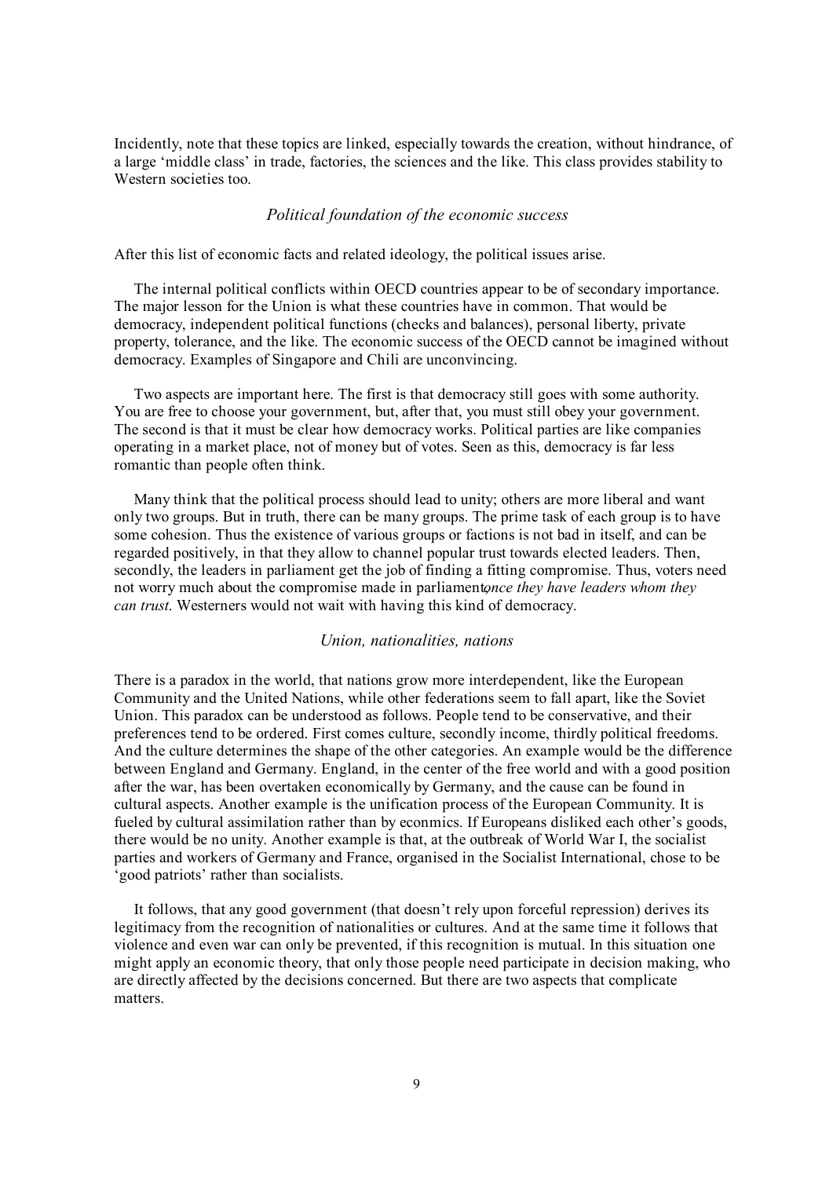Incidently, note that these topics are linked, especially towards the creation, without hindrance, of a large 'middle class' in trade, factories, the sciences and the like. This class provides stability to Western societies too.

### *Political foundation of the economic success*

After this list of economic facts and related ideology, the political issues arise.

The internal political conflicts within OECD countries appear to be of secondary importance. The major lesson for the Union is what these countries have in common. That would be democracy, independent political functions (checks and balances), personal liberty, private property, tolerance, and the like. The economic success of the OECD cannot be imagined without democracy. Examples of Singapore and Chili are unconvincing.

Two aspects are important here. The first is that democracy still goes with some authority. You are free to choose your government, but, after that, you must still obey your government. The second is that it must be clear how democracy works. Political parties are like companies operating in a market place, not of money but of votes. Seen as this, democracy is far less romantic than people often think.

Many think that the political process should lead to unity; others are more liberal and want only two groups. But in truth, there can be many groups. The prime task of each group is to have some cohesion. Thus the existence of various groups or factions is not bad in itself, and can be regarded positively, in that they allow to channel popular trust towards elected leaders. Then, secondly, the leaders in parliament get the job of finding a fitting compromise. Thus, voters need not worry much about the compromise made in parliament, *once they have leaders whom they can trust*. Westerners would not wait with having this kind of democracy.

### *Union, nationalities, nations*

There is a paradox in the world, that nations grow more interdependent, like the European Community and the United Nations, while other federations seem to fall apart, like the Soviet Union. This paradox can be understood as follows. People tend to be conservative, and their preferences tend to be ordered. First comes culture, secondly income, thirdly political freedoms. And the culture determines the shape of the other categories. An example would be the difference between England and Germany. England, in the center of the free world and with a good position after the war, has been overtaken economically by Germany, and the cause can be found in cultural aspects. Another example is the unification process of the European Community. It is fueled by cultural assimilation rather than by econmics. If Europeans disliked each other's goods, there would be no unity. Another example is that, at the outbreak of World War I, the socialist parties and workers of Germany and France, organised in the Socialist International, chose to be 'good patriots' rather than socialists.

It follows, that any good government (that doesn't rely upon forceful repression) derives its legitimacy from the recognition of nationalities or cultures. And at the same time it follows that violence and even war can only be prevented, if this recognition is mutual. In this situation one might apply an economic theory, that only those people need participate in decision making, who are directly affected by the decisions concerned. But there are two aspects that complicate matters.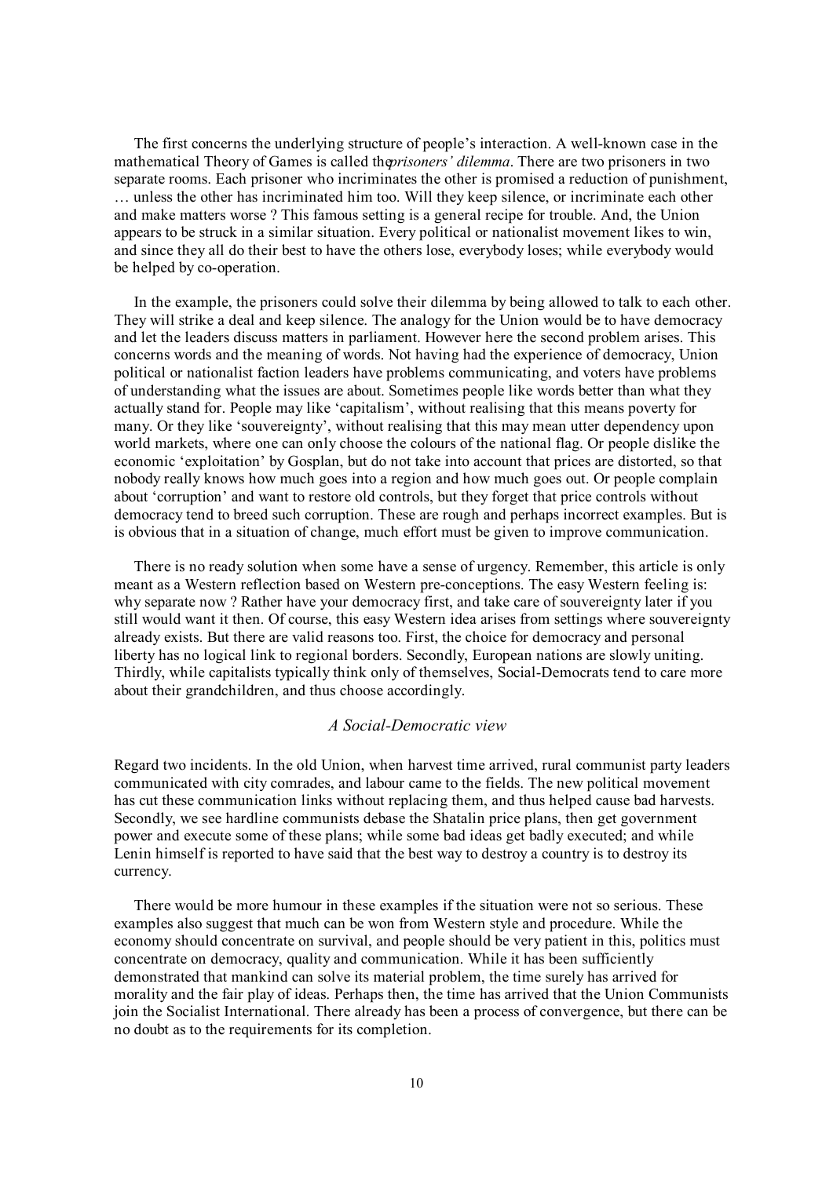The first concerns the underlying structure of people's interaction. A well-known case in the mathematical Theory of Games is called the *prisoners' dilemma*. There are two prisoners in two separate rooms. Each prisoner who incriminates the other is promised a reduction of punishment, … unless the other has incriminated him too. Will they keep silence, or incriminate each other and make matters worse ? This famous setting is a general recipe for trouble. And, the Union appears to be struck in a similar situation. Every political or nationalist movement likes to win, and since they all do their best to have the others lose, everybody loses; while everybody would be helped by co-operation.

In the example, the prisoners could solve their dilemma by being allowed to talk to each other. They will strike a deal and keep silence. The analogy for the Union would be to have democracy and let the leaders discuss matters in parliament. However here the second problem arises. This concerns words and the meaning of words. Not having had the experience of democracy, Union political or nationalist faction leaders have problems communicating, and voters have problems of understanding what the issues are about. Sometimes people like words better than what they actually stand for. People may like 'capitalism', without realising that this means poverty for many. Or they like 'souvereignty', without realising that this may mean utter dependency upon world markets, where one can only choose the colours of the national flag. Or people dislike the economic 'exploitation' by Gosplan, but do not take into account that prices are distorted, so that nobody really knows how much goes into a region and how much goes out. Or people complain about 'corruption' and want to restore old controls, but they forget that price controls without democracy tend to breed such corruption. These are rough and perhaps incorrect examples. But is is obvious that in a situation of change, much effort must be given to improve communication.

There is no ready solution when some have a sense of urgency. Remember, this article is only meant as a Western reflection based on Western pre-conceptions. The easy Western feeling is: why separate now ? Rather have your democracy first, and take care of souvereignty later if you still would want it then. Of course, this easy Western idea arises from settings where souvereignty already exists. But there are valid reasons too. First, the choice for democracy and personal liberty has no logical link to regional borders. Secondly, European nations are slowly uniting. Thirdly, while capitalists typically think only of themselves, Social-Democrats tend to care more about their grandchildren, and thus choose accordingly.

### *A Social-Democratic view*

Regard two incidents. In the old Union, when harvest time arrived, rural communist party leaders communicated with city comrades, and labour came to the fields. The new political movement has cut these communication links without replacing them, and thus helped cause bad harvests. Secondly, we see hardline communists debase the Shatalin price plans, then get government power and execute some of these plans; while some bad ideas get badly executed; and while Lenin himself is reported to have said that the best way to destroy a country is to destroy its currency.

There would be more humour in these examples if the situation were not so serious. These examples also suggest that much can be won from Western style and procedure. While the economy should concentrate on survival, and people should be very patient in this, politics must concentrate on democracy, quality and communication. While it has been sufficiently demonstrated that mankind can solve its material problem, the time surely has arrived for morality and the fair play of ideas. Perhaps then, the time has arrived that the Union Communists join the Socialist International. There already has been a process of convergence, but there can be no doubt as to the requirements for its completion.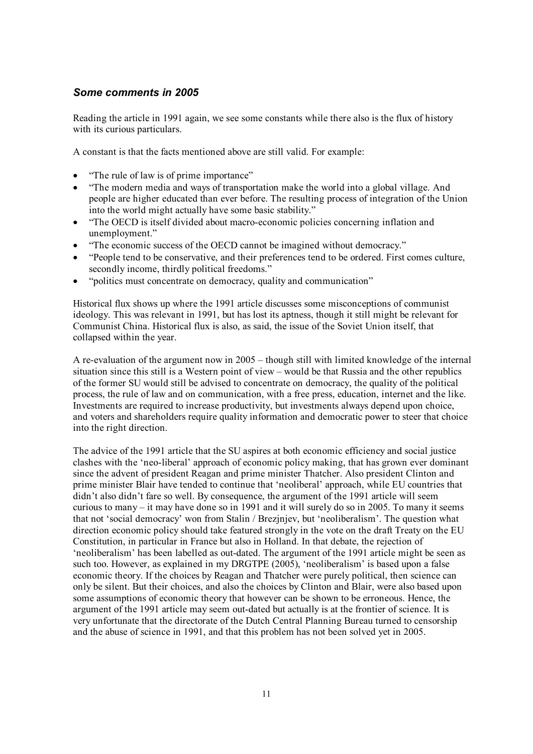## *Some comments in 2005*

Reading the article in 1991 again, we see some constants while there also is the flux of history with its curious particulars.

A constant is that the facts mentioned above are still valid. For example:

- "The rule of law is of prime importance"
- "The modern media and ways of transportation make the world into a global village. And people are higher educated than ever before. The resulting process of integration of the Union into the world might actually have some basic stability."
- "The OECD is itself divided about macro-economic policies concerning inflation and unemployment."
- "The economic success of the OECD cannot be imagined without democracy."
- "People tend to be conservative, and their preferences tend to be ordered. First comes culture, secondly income, thirdly political freedoms."
- "politics must concentrate on democracy, quality and communication"

Historical flux shows up where the 1991 article discusses some misconceptions of communist ideology. This was relevant in 1991, but has lost its aptness, though it still might be relevant for Communist China. Historical flux is also, as said, the issue of the Soviet Union itself, that collapsed within the year.

A re-evaluation of the argument now in 2005 – though still with limited knowledge of the internal situation since this still is a Western point of view – would be that Russia and the other republics of the former SU would still be advised to concentrate on democracy, the quality of the political process, the rule of law and on communication, with a free press, education, internet and the like. Investments are required to increase productivity, but investments always depend upon choice, and voters and shareholders require quality information and democratic power to steer that choice into the right direction.

The advice of the 1991 article that the SU aspires at both economic efficiency and social justice clashes with the 'neo-liberal' approach of economic policy making, that has grown ever dominant since the advent of president Reagan and prime minister Thatcher. Also president Clinton and prime minister Blair have tended to continue that 'neoliberal' approach, while EU countries that didn't also didn't fare so well. By consequence, the argument of the 1991 article will seem curious to many – it may have done so in 1991 and it will surely do so in 2005. To many it seems that not 'social democracy' won from Stalin / Brezjnjev, but 'neoliberalism'. The question what direction economic policy should take featured strongly in the vote on the draft Treaty on the EU Constitution, in particular in France but also in Holland. In that debate, the rejection of 'neoliberalism' has been labelled as out-dated. The argument of the 1991 article might be seen as such too. However, as explained in my DRGTPE (2005), 'neoliberalism' is based upon a false economic theory. If the choices by Reagan and Thatcher were purely political, then science can only be silent. But their choices, and also the choices by Clinton and Blair, were also based upon some assumptions of economic theory that however can be shown to be erroneous. Hence, the argument of the 1991 article may seem out-dated but actually is at the frontier of science. It is very unfortunate that the directorate of the Dutch Central Planning Bureau turned to censorship and the abuse of science in 1991, and that this problem has not been solved yet in 2005.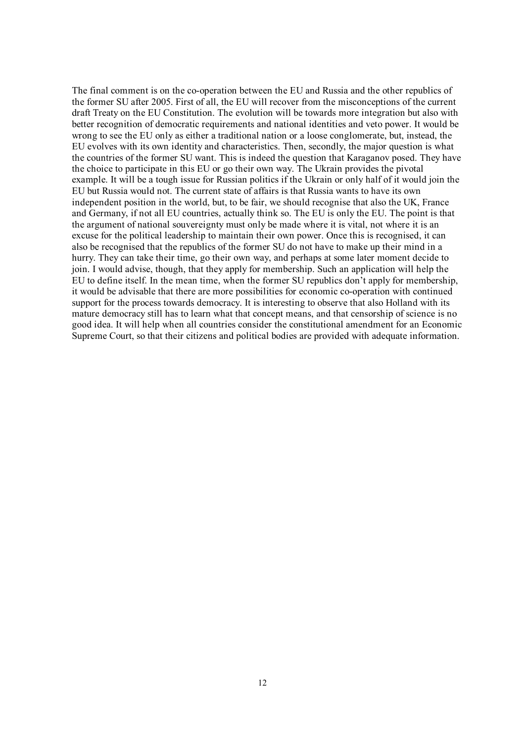The final comment is on the co-operation between the EU and Russia and the other republics of the former SU after 2005. First of all, the EU will recover from the misconceptions of the current draft Treaty on the EU Constitution. The evolution will be towards more integration but also with better recognition of democratic requirements and national identities and veto power. It would be wrong to see the EU only as either a traditional nation or a loose conglomerate, but, instead, the EU evolves with its own identity and characteristics. Then, secondly, the major question is what the countries of the former SU want. This is indeed the question that Karaganov posed. They have the choice to participate in this EU or go their own way. The Ukrain provides the pivotal example. It will be a tough issue for Russian politics if the Ukrain or only half of it would join the EU but Russia would not. The current state of affairs is that Russia wants to have its own independent position in the world, but, to be fair, we should recognise that also the UK, France and Germany, if not all EU countries, actually think so. The EU is only the EU. The point is that the argument of national souvereignty must only be made where it is vital, not where it is an excuse for the political leadership to maintain their own power. Once this is recognised, it can also be recognised that the republics of the former SU do not have to make up their mind in a hurry. They can take their time, go their own way, and perhaps at some later moment decide to join. I would advise, though, that they apply for membership. Such an application will help the EU to define itself. In the mean time, when the former SU republics don't apply for membership, it would be advisable that there are more possibilities for economic co-operation with continued support for the process towards democracy. It is interesting to observe that also Holland with its mature democracy still has to learn what that concept means, and that censorship of science is no good idea. It will help when all countries consider the constitutional amendment for an Economic Supreme Court, so that their citizens and political bodies are provided with adequate information.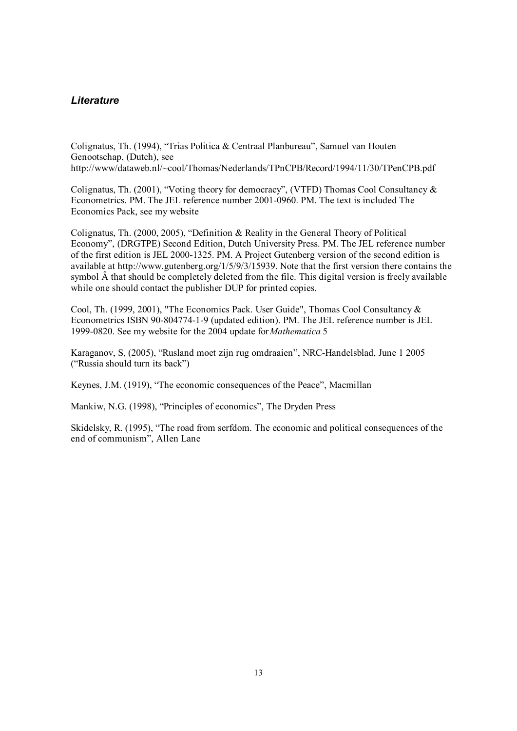### *Literature*

Colignatus, Th. (1994), "Trias Politica & Centraal Planbureau", Samuel van Houten Genootschap, (Dutch), see http://www/dataweb.nl/~cool/Thomas/Nederlands/TPnCPB/Record/1994/11/30/TPenCPB.pdf

Colignatus, Th. (2001), "Voting theory for democracy", (VTFD) Thomas Cool Consultancy & Econometrics. PM. The JEL reference number 2001-0960. PM. The text is included The Economics Pack, see my website

Colignatus, Th. (2000, 2005), "Definition & Reality in the General Theory of Political Economy", (DRGTPE) Second Edition, Dutch University Press. PM. The JEL reference number of the first edition is JEL 2000-1325. PM. A Project Gutenberg version of the second edition is available at http://www.gutenberg.org/1/5/9/3/15939. Note that the first version there contains the symbol Â that should be completely deleted from the file. This digital version is freely available while one should contact the publisher DUP for printed copies.

Cool, Th. (1999, 2001), "The Economics Pack. User Guide", Thomas Cool Consultancy & Econometrics ISBN 90-804774-1-9 (updated edition). PM. The JEL reference number is JEL 1999-0820. See my website for the 2004 update for *Mathematica* 5

Karaganov, S, (2005), "Rusland moet zijn rug omdraaien", NRC-Handelsblad, June 1 2005 ("Russia should turn its back")

Keynes, J.M. (1919), "The economic consequences of the Peace", Macmillan

Mankiw, N.G. (1998), "Principles of economics", The Dryden Press

Skidelsky, R. (1995), "The road from serfdom. The economic and political consequences of the end of communism", Allen Lane